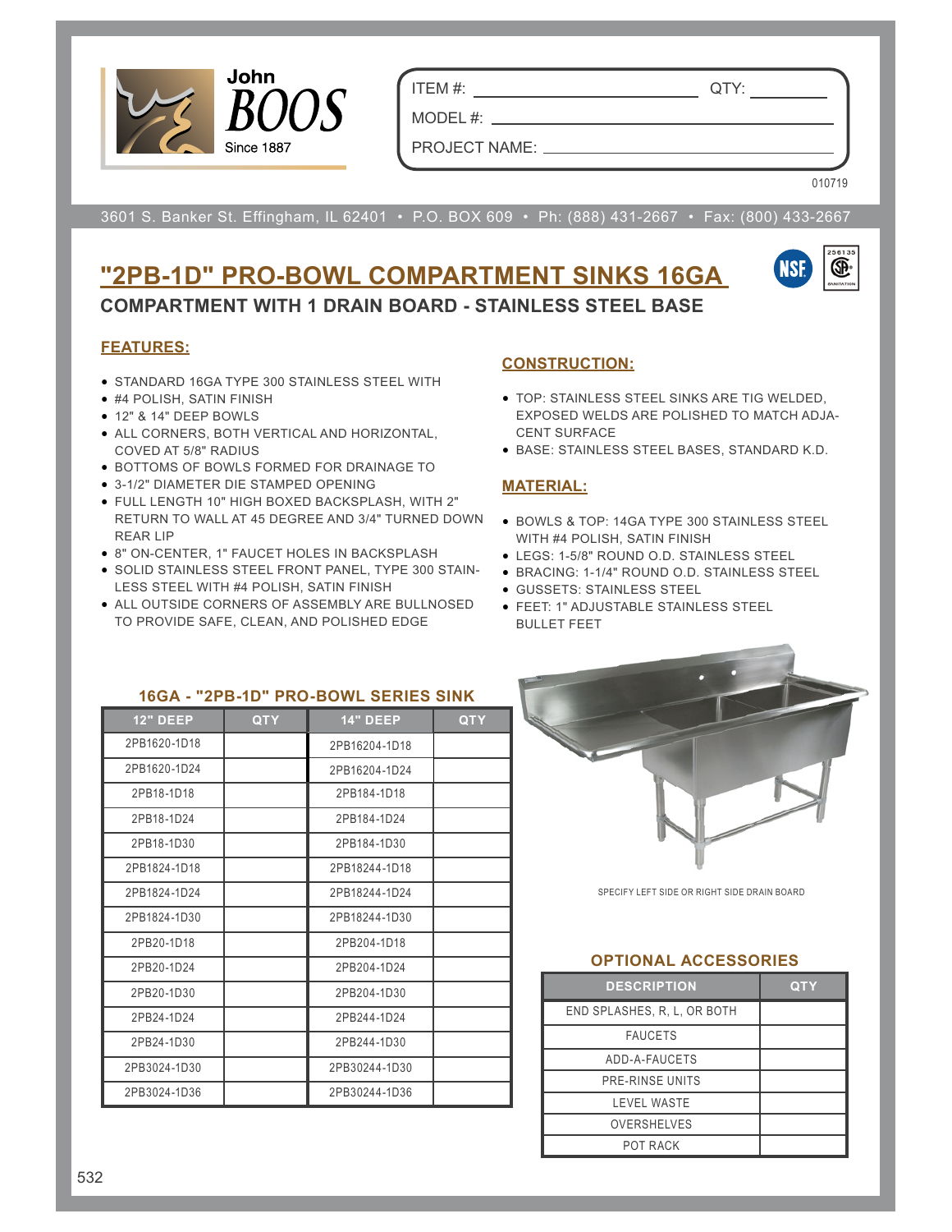John BOOS Since 1887

ITEM #: ______ QTY: ______

MODEL #: ______

PROJECT NAME: ______

010719

3601 S. Banker St. Effingham, IL 62401 • P.O. BOX 609 • Ph: (888) 431-2667 • Fax: (800) 433-2667

# "2PB-1D" PRO-BOWL COMPARTMENT SINKS 16GA

## COMPARTMENT WITH 1 DRAIN BOARD - STAINLESS STEEL BASE

### FEATURES:

- STANDARD 16GA TYPE 300 STAINLESS STEEL WITH
- #4 POLISH, SATIN FINISH
- 12" & 14" DEEP BOWLS
- ALL CORNERS, BOTH VERTICAL AND HORIZONTAL, COVED AT 5/8" RADIUS
- BOTTOMS OF BOWLS FORMED FOR DRAINAGE TO
- 3-1/2" DIAMETER DIE STAMPED OPENING
- FULL LENGTH 10" HIGH BOXED BACKSPLASH, WITH 2" RETURN TO WALL AT 45 DEGREE AND 3/4" TURNED DOWN REAR LIP
- 8" ON-CENTER, 1" FAUCET HOLES IN BACKSPLASH
- SOLID STAINLESS STEEL FRONT PANEL, TYPE 300 STAINLESS STEEL WITH #4 POLISH, SATIN FINISH
- ALL OUTSIDE CORNERS OF ASSEMBLY ARE BULLNOSED TO PROVIDE SAFE, CLEAN, AND POLISHED EDGE

### CONSTRUCTION:

- TOP: STAINLESS STEEL SINKS ARE TIG WELDED, EXPOSED WELDS ARE POLISHED TO MATCH ADJACENT SURFACE
- BASE: STAINLESS STEEL BASES, STANDARD K.D.

### MATERIAL:

- BOWLS & TOP: 14GA TYPE 300 STAINLESS STEEL WITH #4 POLISH, SATIN FINISH
- LEGS: 1-5/8" ROUND O.D. STAINLESS STEEL
- BRACING: 1-1/4" ROUND O.D. STAINLESS STEEL
- GUSSETS: STAINLESS STEEL
- FEET: 1" ADJUSTABLE STAINLESS STEEL BULLET FEET

### 16GA - "2PB-1D" PRO-BOWL SERIES SINK

| 12" DEEP | QTY | 14" DEEP | QTY |
|---|---|---|---|
| 2PB1620-1D18 | | 2PB16204-1D18 | |
| 2PB1620-1D24 | | 2PB16204-1D24 | |
| 2PB18-1D18 | | 2PB184-1D18 | |
| 2PB18-1D24 | | 2PB184-1D24 | |
| 2PB18-1D30 | | 2PB184-1D30 | |
| 2PB1824-1D18 | | 2PB18244-1D18 | |
| 2PB1824-1D24 | | 2PB18244-1D24 | |
| 2PB1824-1D30 | | 2PB18244-1D30 | |
| 2PB20-1D18 | | 2PB204-1D18 | |
| 2PB20-1D24 | | 2PB204-1D24 | |
| 2PB20-1D30 | | 2PB204-1D30 | |
| 2PB24-1D24 | | 2PB244-1D24 | |
| 2PB24-1D30 | | 2PB244-1D30 | |
| 2PB3024-1D30 | | 2PB30244-1D30 | |
| 2PB3024-1D36 | | 2PB30244-1D36 | |

SPECIFY LEFT SIDE OR RIGHT SIDE DRAIN BOARD

### OPTIONAL ACCESSORIES

| DESCRIPTION | QTY |
|---|---|
| END SPLASHES, R, L, OR BOTH | |
| FAUCETS | |
| ADD-A-FAUCETS | |
| PRE-RINSE UNITS | |
| LEVEL WASTE | |
| OVERSHELVES | |
| POT RACK | |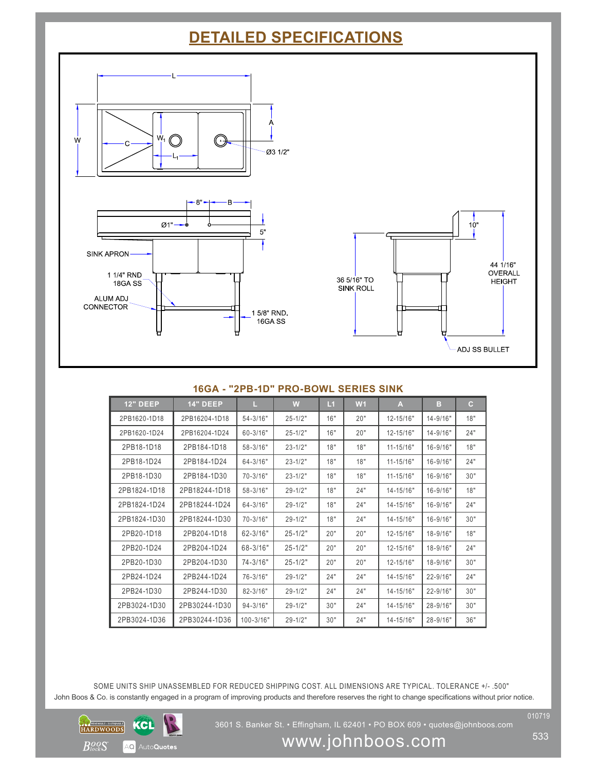# DETAILED SPECIFICATIONS

L
W
C
$W_1$
$L_1$
A
Ø3 1/2"

8"
B
Ø1"
5"
SINK APRON
1 1/4" RND
18GA SS
ALUM ADJ
CONNECTOR
1 5/8" RND.
16GA SS

10"
36 5/16" TO
SINK ROLL
44 1/16"
OVERALL
HEIGHT
ADJ SS BULLET

## 16GA - "2PB-1D" PRO-BOWL SERIES SINK

| 12" DEEP | 14" DEEP | L | W | L1 | W1 | A | B | C |
|---|---|---|---|---|---|---|---|---|
| 2PB1620-1D18 | 2PB16204-1D18 | 54-3/16" | 25-1/2" | 16" | 20" | 12-15/16" | 14-9/16" | 18" |
| 2PB1620-1D24 | 2PB16204-1D24 | 60-3/16" | 25-1/2" | 16" | 20" | 12-15/16" | 14-9/16" | 24" |
| 2PB18-1D18 | 2PB184-1D18 | 58-3/16" | 23-1/2" | 18" | 18" | 11-15/16" | 16-9/16" | 18" |
| 2PB18-1D24 | 2PB184-1D24 | 64-3/16" | 23-1/2" | 18" | 18" | 11-15/16" | 16-9/16" | 24" |
| 2PB18-1D30 | 2PB184-1D30 | 70-3/16" | 23-1/2" | 18" | 18" | 11-15/16" | 16-9/16" | 30" |
| 2PB1824-1D18 | 2PB18244-1D18 | 58-3/16" | 29-1/2" | 18" | 24" | 14-15/16" | 16-9/16" | 18" |
| 2PB1824-1D24 | 2PB18244-1D24 | 64-3/16" | 29-1/2" | 18" | 24" | 14-15/16" | 16-9/16" | 24" |
| 2PB1824-1D30 | 2PB18244-1D30 | 70-3/16" | 29-1/2" | 18" | 24" | 14-15/16" | 16-9/16" | 30" |
| 2PB20-1D18 | 2PB204-1D18 | 62-3/16" | 25-1/2" | 20" | 20" | 12-15/16" | 18-9/16" | 18" |
| 2PB20-1D24 | 2PB204-1D24 | 68-3/16" | 25-1/2" | 20" | 20" | 12-15/16" | 18-9/16" | 24" |
| 2PB20-1D30 | 2PB204-1D30 | 74-3/16" | 25-1/2" | 20" | 20" | 12-15/16" | 18-9/16" | 30" |
| 2PB24-1D24 | 2PB244-1D24 | 76-3/16" | 29-1/2" | 24" | 24" | 14-15/16" | 22-9/16" | 24" |
| 2PB24-1D30 | 2PB244-1D30 | 82-3/16" | 29-1/2" | 24" | 24" | 14-15/16" | 22-9/16" | 30" |
| 2PB3024-1D30 | 2PB30244-1D30 | 94-3/16" | 29-1/2" | 30" | 24" | 14-15/16" | 28-9/16" | 30" |
| 2PB3024-1D36 | 2PB30244-1D36 | 100-3/16" | 29-1/2" | 30" | 24" | 14-15/16" | 28-9/16" | 36" |

SOME UNITS SHIP UNASSEMBLED FOR REDUCED SHIPPING COST. ALL DIMENSIONS ARE TYPICAL. TOLERANCE +/- .500"

John Boos & Co. is constantly engaged in a program of improving products and therefore reserves the right to change specifications without prior notice.

3601 S. Banker St. • Effingham, IL 62401 • PO BOX 609 • quotes@johnboos.com

www.johnboos.com

010719